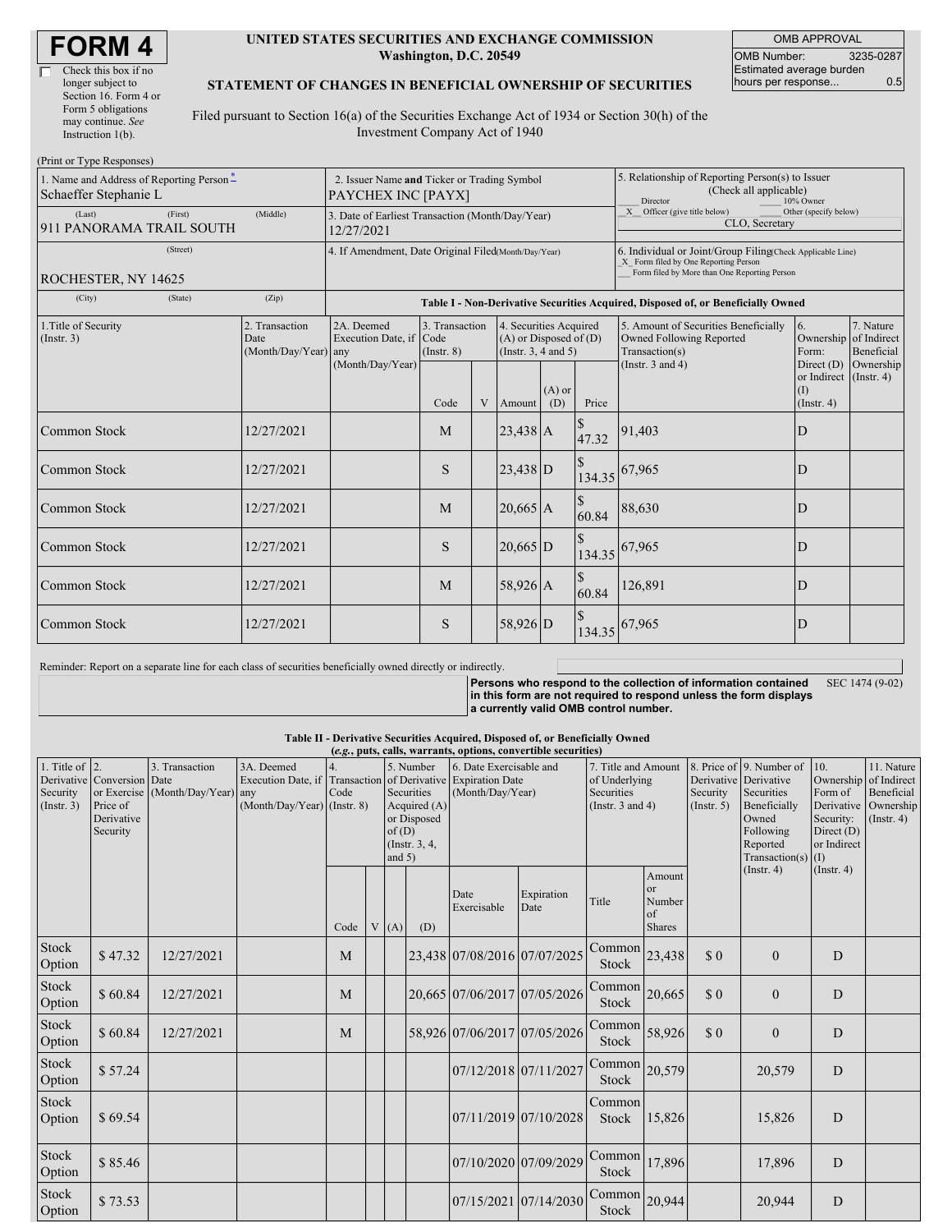# FORM 4

☐ Check this box if no longer subject to Section 16. Form 4 or Form 5 obligations may continue. *See* Instruction 1(b).

**UNITED STATES SECURITIES AND EXCHANGE COMMISSION**
**Washington, D.C. 20549**

**STATEMENT OF CHANGES IN BENEFICIAL OWNERSHIP OF SECURITIES**

Filed pursuant to Section 16(a) of the Securities Exchange Act of 1934 or Section 30(h) of the Investment Company Act of 1940

| OMB APPROVAL | |
|---|---|
| OMB Number: | 3235-0287 |
| Estimated average burden hours per response... | 0.5 |

(Print or Type Responses)

| 1. Name and Address of Reporting Person * | 2. Issuer Name **and** Ticker or Trading Symbol | 5. Relationship of Reporting Person(s) to Issuer (Check all applicable) |
|---|---|---|
| Schaeffer Stephanie L | PAYCHEX INC [PAYX] | ___ Director ___ 10% Owner |
| (Last) (First) (Middle) | 3. Date of Earliest Transaction (Month/Day/Year) | _X_ Officer (give title below) ___ Other (specify below) |
| 911 PANORAMA TRAIL SOUTH | 12/27/2021 | CLO, Secretary |
| (Street) | 4. If Amendment, Date Original Filed (Month/Day/Year) | 6. Individual or Joint/Group Filing (Check Applicable Line) |
| ROCHESTER, NY 14625 | | _X_ Form filed by One Reporting Person ___ Form filed by More than One Reporting Person |
| (City) (State) (Zip) | | |

**Table I - Non-Derivative Securities Acquired, Disposed of, or Beneficially Owned**

| 1.Title of Security (Instr. 3) | 2. Transaction Date (Month/Day/Year) | 2A. Deemed Execution Date, if any (Month/Day/Year) | 3. Transaction Code (Instr. 8) | | 4. Securities Acquired (A) or Disposed of (D) (Instr. 3, 4 and 5) | | | 5. Amount of Securities Beneficially Owned Following Reported Transaction(s) (Instr. 3 and 4) | 6. Ownership Form: Direct (D) or Indirect (I) (Instr. 4) | 7. Nature of Indirect Beneficial Ownership (Instr. 4) |
|---|---|---|---|---|---|---|---|---|---|---|
| | | | Code | V | Amount | (A) or (D) | Price | | | |
| Common Stock | 12/27/2021 | | M | | 23,438 | A | $ 47.32 | 91,403 | D | |
| Common Stock | 12/27/2021 | | S | | 23,438 | D | $ 134.35 | 67,965 | D | |
| Common Stock | 12/27/2021 | | M | | 20,665 | A | $ 60.84 | 88,630 | D | |
| Common Stock | 12/27/2021 | | S | | 20,665 | D | $ 134.35 | 67,965 | D | |
| Common Stock | 12/27/2021 | | M | | 58,926 | A | $ 60.84 | 126,891 | D | |
| Common Stock | 12/27/2021 | | S | | 58,926 | D | $ 134.35 | 67,965 | D | |

Reminder: Report on a separate line for each class of securities beneficially owned directly or indirectly.

**Persons who respond to the collection of information contained in this form are not required to respond unless the form displays a currently valid OMB control number.** SEC 1474 (9-02)

**Table II - Derivative Securities Acquired, Disposed of, or Beneficially Owned**
***(e.g., puts, calls, warrants, options, convertible securities)***

| 1. Title of Derivative Security (Instr. 3) | 2. Conversion or Exercise Price of Derivative Security | 3. Transaction Date (Month/Day/Year) | 3A. Deemed Execution Date, if any (Month/Day/Year) | 4. Transaction Code (Instr. 8) | | 5. Number of Derivative Securities Acquired (A) or Disposed of (D) (Instr. 3, 4, and 5) | | 6. Date Exercisable and Expiration Date (Month/Day/Year) | | 7. Title and Amount of Underlying Securities (Instr. 3 and 4) | | 8. Price of Derivative Security (Instr. 5) | 9. Number of Derivative Securities Beneficially Owned Following Reported Transaction(s) (Instr. 4) | 10. Ownership Form of Derivative Security: Direct (D) or Indirect (I) (Instr. 4) | 11. Nature of Indirect Beneficial Ownership (Instr. 4) |
|---|---|---|---|---|---|---|---|---|---|---|---|---|---|---|---|
| | | | | Code | V | (A) | (D) | Date Exercisable | Expiration Date | Title | Amount or Number of Shares | | | | |
| Stock Option | $ 47.32 | 12/27/2021 | | M | | | 23,438 | 07/08/2016 | 07/07/2025 | Common Stock | 23,438 | $ 0 | 0 | D | |
| Stock Option | $ 60.84 | 12/27/2021 | | M | | | 20,665 | 07/06/2017 | 07/05/2026 | Common Stock | 20,665 | $ 0 | 0 | D | |
| Stock Option | $ 60.84 | 12/27/2021 | | M | | | 58,926 | 07/06/2017 | 07/05/2026 | Common Stock | 58,926 | $ 0 | 0 | D | |
| Stock Option | $ 57.24 | | | | | | | 07/12/2018 | 07/11/2027 | Common Stock | 20,579 | | 20,579 | D | |
| Stock Option | $ 69.54 | | | | | | | 07/11/2019 | 07/10/2028 | Common Stock | 15,826 | | 15,826 | D | |
| Stock Option | $ 85.46 | | | | | | | 07/10/2020 | 07/09/2029 | Common Stock | 17,896 | | 17,896 | D | |
| Stock Option | $ 73.53 | | | | | | | 07/15/2021 | 07/14/2030 | Common Stock | 20,944 | | 20,944 | D | |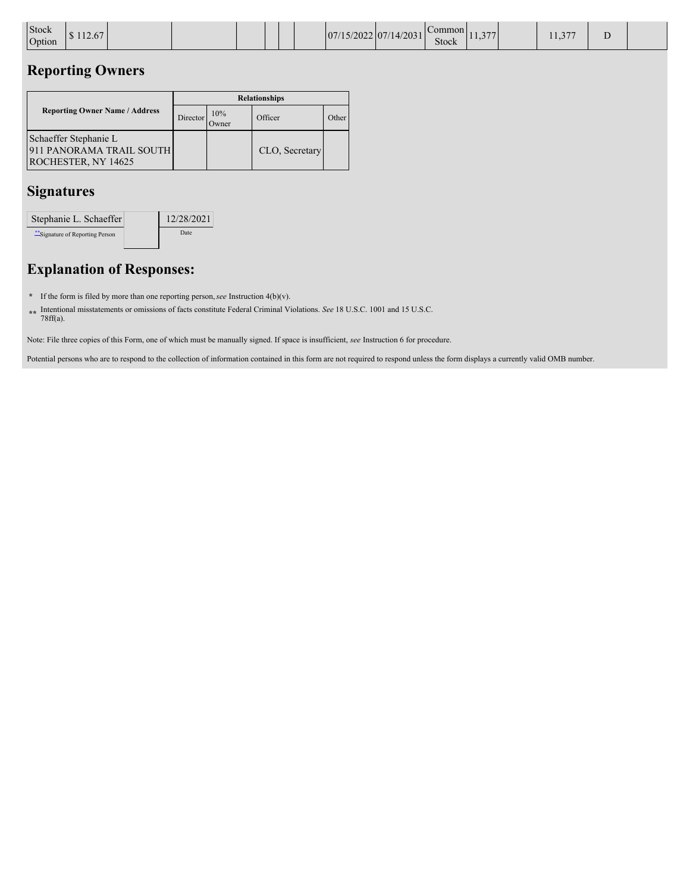| | | | | | | | | | | | | | | | |
|---|---|---|---|---|---|---|---|---|---|---|---|---|---|---|---|
| Stock Option | $ 112.67 | | | | | | | 07/15/2022 | 07/14/2031 | Common Stock | 11,377 | | 11,377 | D | |

## Reporting Owners

| Reporting Owner Name / Address | Relationships | | | |
|---|---|---|---|---|
| | Director | 10% Owner | Officer | Other |
| Schaeffer Stephanie L<br>911 PANORAMA TRAIL SOUTH<br>ROCHESTER, NY 14625 | | | CLO, Secretary | |

## Signatures

| Stephanie L. Schaeffer | | 12/28/2021 |
|---|---|---|
| **Signature of Reporting Person | | Date |

## Explanation of Responses:

\* If the form is filed by more than one reporting person, *see* Instruction 4(b)(v).

\*\* Intentional misstatements or omissions of facts constitute Federal Criminal Violations. *See* 18 U.S.C. 1001 and 15 U.S.C. 78ff(a).

Note: File three copies of this Form, one of which must be manually signed. If space is insufficient, *see* Instruction 6 for procedure.

Potential persons who are to respond to the collection of information contained in this form are not required to respond unless the form displays a currently valid OMB number.